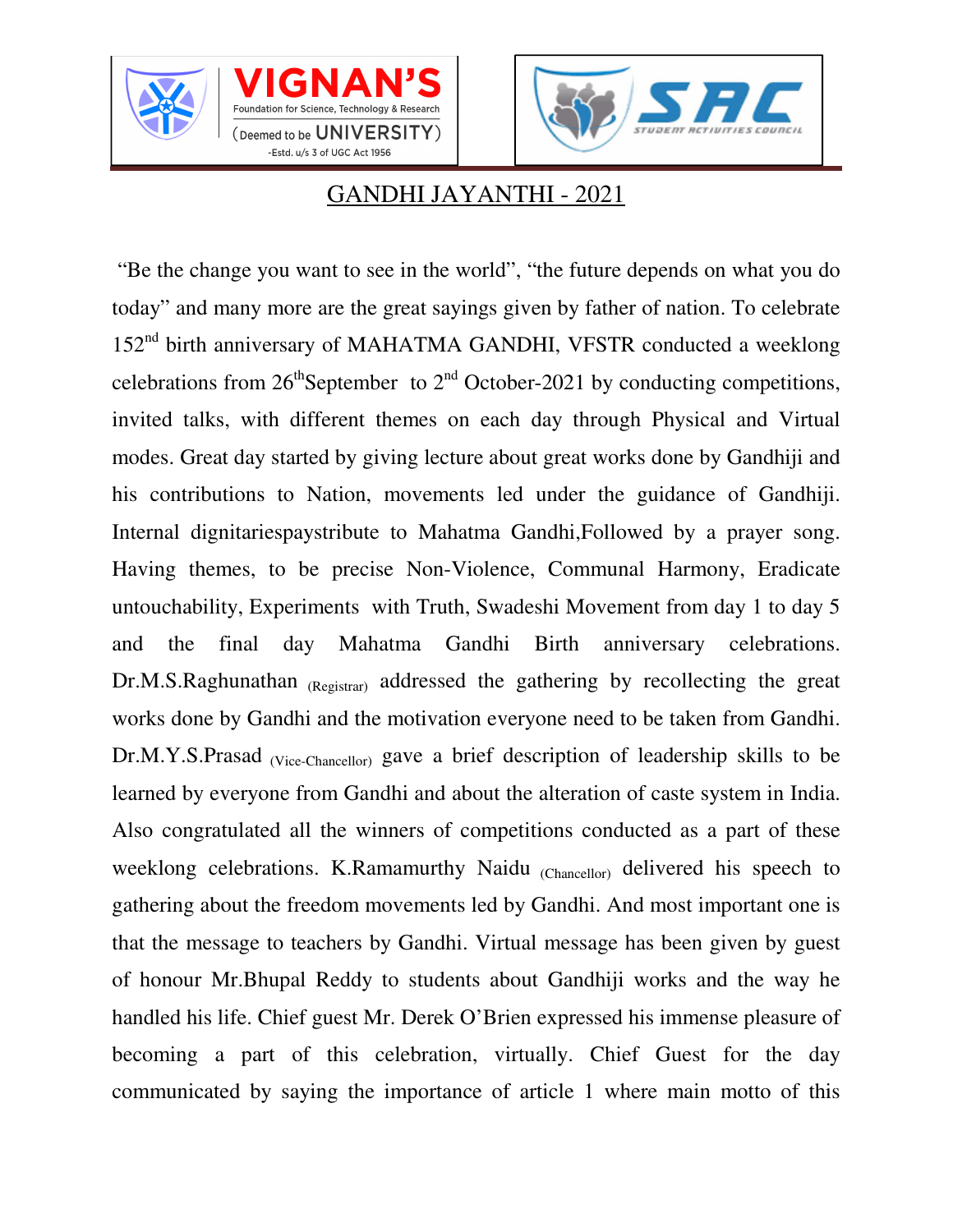## GANDHI JAYANTHI - 2021

"Be the change you want to see in the world", "the future depends on what you do today" and many more are the great sayings given by father of nation. To celebrate 152nd birth anniversary of MAHATMA GANDHI, VFSTR conducted a weeklong celebrations from 26thSeptember to 2nd October-2021 by conducting competitions, invited talks, with different themes on each day through Physical and Virtual modes. Great day started by giving lecture about great works done by Gandhiji and his contributions to Nation, movements led under the guidance of Gandhiji. Internal dignitariespaystribute to Mahatma Gandhi,Followed by a prayer song. Having themes, to be precise Non-Violence, Communal Harmony, Eradicate untouchability, Experiments with Truth, Swadeshi Movement from day 1 to day 5 and the final day Mahatma Gandhi Birth anniversary celebrations. Dr.M.S.Raghunathan (Registrar) addressed the gathering by recollecting the great works done by Gandhi and the motivation everyone need to be taken from Gandhi. Dr.M.Y.S.Prasad (Vice-Chancellor) gave a brief description of leadership skills to be learned by everyone from Gandhi and about the alteration of caste system in India. Also congratulated all the winners of competitions conducted as a part of these weeklong celebrations. K.Ramamurthy Naidu (Chancellor) delivered his speech to gathering about the freedom movements led by Gandhi. And most important one is that the message to teachers by Gandhi. Virtual message has been given by guest of honour Mr.Bhupal Reddy to students about Gandhiji works and the way he handled his life. Chief guest Mr. Derek O'Brien expressed his immense pleasure of becoming a part of this celebration, virtually. Chief Guest for the day communicated by saying the importance of article 1 where main motto of this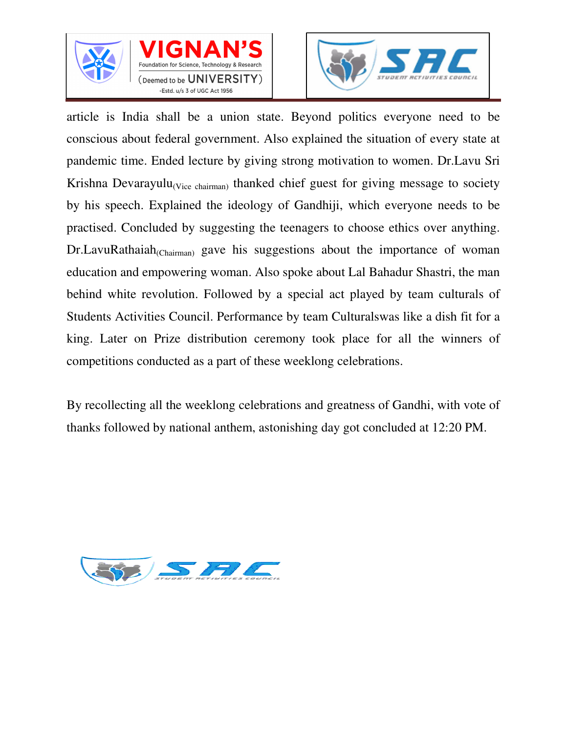article is India shall be a union state. Beyond politics everyone need to be conscious about federal government. Also explained the situation of every state at pandemic time. Ended lecture by giving strong motivation to women. Dr.Lavu Sri Krishna Devarayulu$_{\text{(Vice chairman)}}$ thanked chief guest for giving message to society by his speech. Explained the ideology of Gandhiji, which everyone needs to be practised. Concluded by suggesting the teenagers to choose ethics over anything. Dr.LavuRathaiah$_{\text{(Chairman)}}$ gave his suggestions about the importance of woman education and empowering woman. Also spoke about Lal Bahadur Shastri, the man behind white revolution. Followed by a special act played by team culturals of Students Activities Council. Performance by team Culturalswas like a dish fit for a king. Later on Prize distribution ceremony took place for all the winners of competitions conducted as a part of these weeklong celebrations.

By recollecting all the weeklong celebrations and greatness of Gandhi, with vote of thanks followed by national anthem, astonishing day got concluded at 12:20 PM.